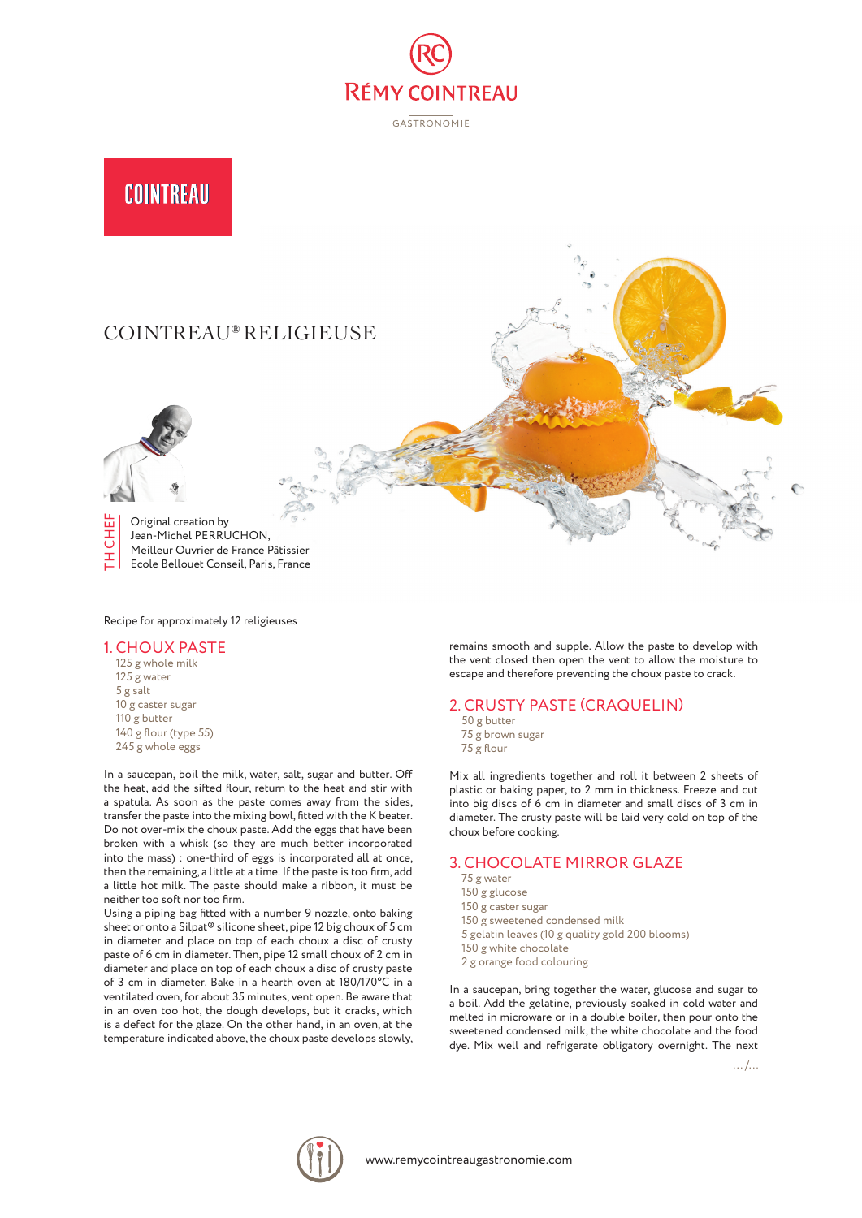RÉMY COINTREAU

GASTRONOMIE

COINTREAU

# COINTREAU® RELIGIEUSE

THE CHEF

Original creation by
Jean-Michel PERRUCHON,
Meilleur Ouvrier de France Pâtissier
Ecole Bellouet Conseil, Paris, France

Recipe for approximately 12 religieuses

## 1. CHOUX PASTE

- 125 g whole milk
- 125 g water
- 5 g salt
- 10 g caster sugar
- 110 g butter
- 140 g flour (type 55)
- 245 g whole eggs

In a saucepan, boil the milk, water, salt, sugar and butter. Off the heat, add the sifted flour, return to the heat and stir with a spatula. As soon as the paste comes away from the sides, transfer the paste into the mixing bowl, fitted with the K beater. Do not over-mix the choux paste. Add the eggs that have been broken with a whisk (so they are much better incorporated into the mass) : one-third of eggs is incorporated all at once, then the remaining, a little at a time. If the paste is too firm, add a little hot milk. The paste should make a ribbon, it must be neither too soft nor too firm.

Using a piping bag fitted with a number 9 nozzle, onto baking sheet or onto a Silpat® silicone sheet, pipe 12 big choux of 5 cm in diameter and place on top of each choux a disc of crusty paste of 6 cm in diameter. Then, pipe 12 small choux of 2 cm in diameter and place on top of each choux a disc of crusty paste of 3 cm in diameter. Bake in a hearth oven at 180/170°C in a ventilated oven, for about 35 minutes, vent open. Be aware that in an oven too hot, the dough develops, but it cracks, which is a defect for the glaze. On the other hand, in an oven, at the temperature indicated above, the choux paste develops slowly, remains smooth and supple. Allow the paste to develop with the vent closed then open the vent to allow the moisture to escape and therefore preventing the choux paste to crack.

## 2. CRUSTY PASTE (CRAQUELIN)

- 50 g butter
- 75 g brown sugar
- 75 g flour

Mix all ingredients together and roll it between 2 sheets of plastic or baking paper, to 2 mm in thickness. Freeze and cut into big discs of 6 cm in diameter and small discs of 3 cm in diameter. The crusty paste will be laid very cold on top of the choux before cooking.

## 3. CHOCOLATE MIRROR GLAZE

- 75 g water
- 150 g glucose
- 150 g caster sugar
- 150 g sweetened condensed milk
- 5 gelatin leaves (10 g quality gold 200 blooms)
- 150 g white chocolate
- 2 g orange food colouring

In a saucepan, bring together the water, glucose and sugar to a boil. Add the gelatine, previously soaked in cold water and melted in microware or in a double boiler, then pour onto the sweetened condensed milk, the white chocolate and the food dye. Mix well and refrigerate obligatory overnight. The next

.../...

www.remycointreaugastronomie.com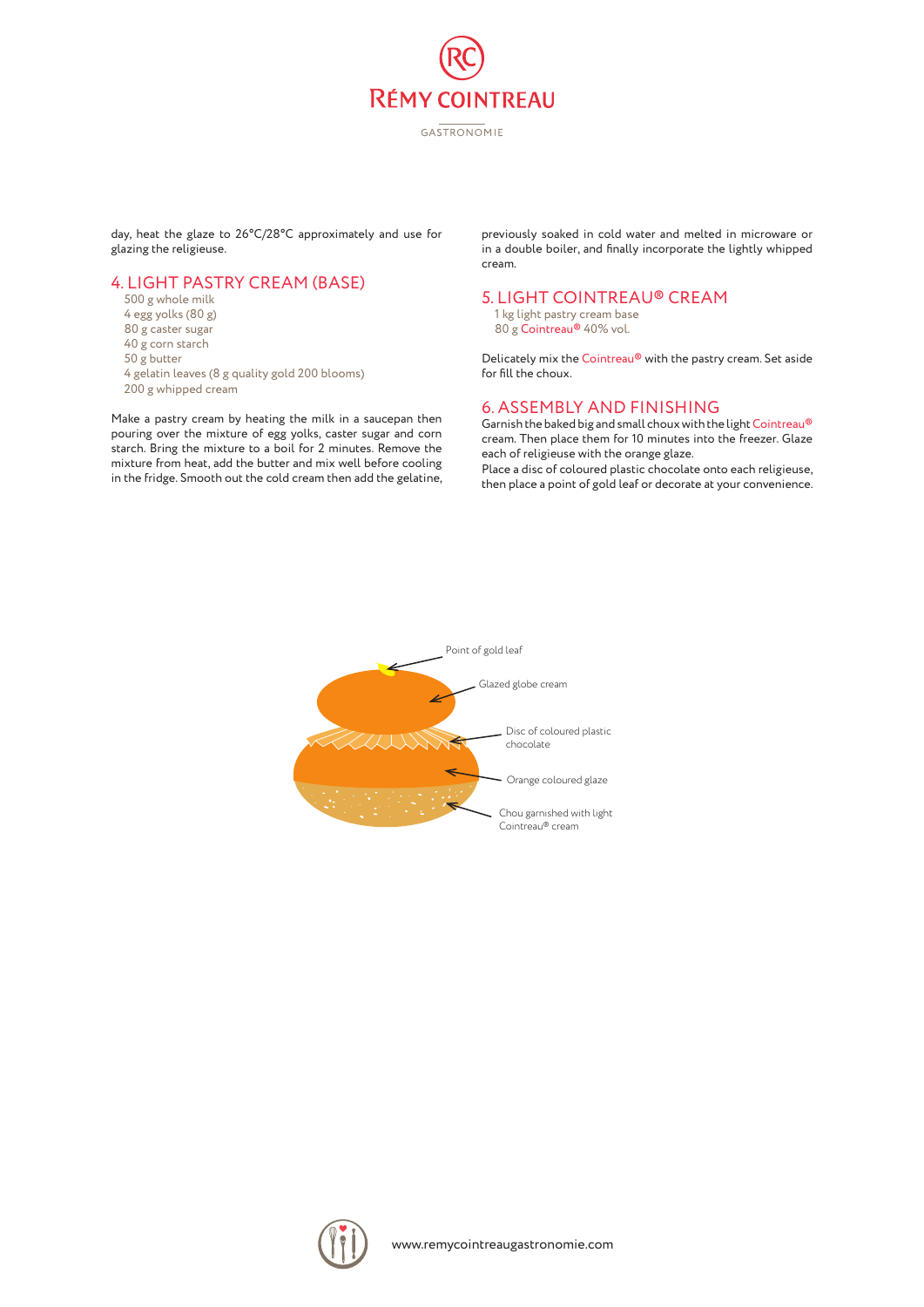day, heat the glaze to 26°C/28°C approximately and use for glazing the religieuse.

## 4. LIGHT PASTRY CREAM (BASE)

500 g whole milk
4 egg yolks (80 g)
80 g caster sugar
40 g corn starch
50 g butter
4 gelatin leaves (8 g quality gold 200 blooms)
200 g whipped cream

Make a pastry cream by heating the milk in a saucepan then pouring over the mixture of egg yolks, caster sugar and corn starch. Bring the mixture to a boil for 2 minutes. Remove the mixture from heat, add the butter and mix well before cooling in the fridge. Smooth out the cold cream then add the gelatine, previously soaked in cold water and melted in microware or in a double boiler, and finally incorporate the lightly whipped cream.

## 5. LIGHT COINTREAU® CREAM

1 kg light pastry cream base
80 g Cointreau® 40% vol.

Delicately mix the Cointreau® with the pastry cream. Set aside for fill the choux.

## 6. ASSEMBLY AND FINISHING

Garnish the baked big and small choux with the light Cointreau® cream. Then place them for 10 minutes into the freezer. Glaze each of religieuse with the orange glaze.
Place a disc of coloured plastic chocolate onto each religieuse, then place a point of gold leaf or decorate at your convenience.

Point of gold leaf
Glazed globe cream
Disc of coloured plastic chocolate
Orange coloured glaze
Chou garnished with light Cointreau® cream

www.remycointreaugastronomie.com